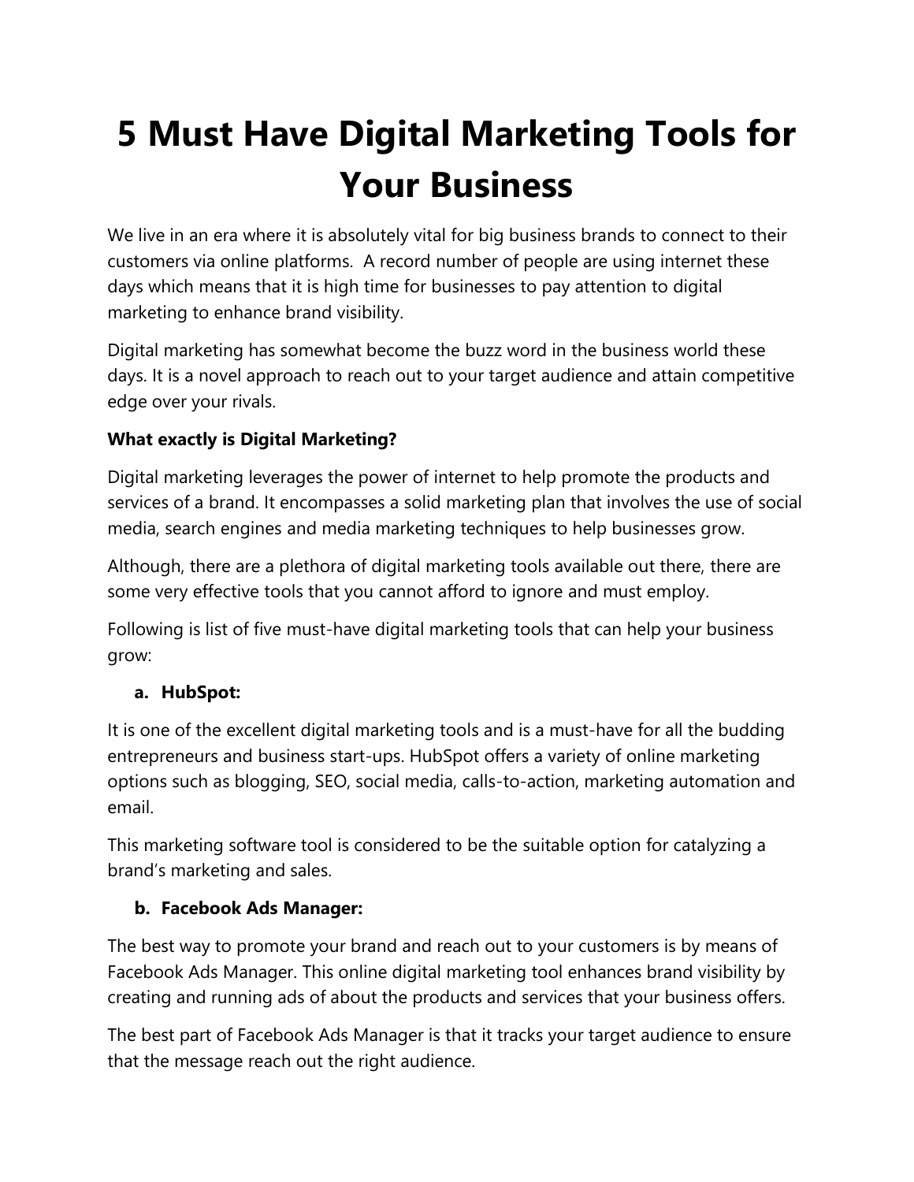# 5 Must Have Digital Marketing Tools for Your Business

We live in an era where it is absolutely vital for big business brands to connect to their customers via online platforms.  A record number of people are using internet these days which means that it is high time for businesses to pay attention to digital marketing to enhance brand visibility.

Digital marketing has somewhat become the buzz word in the business world these days. It is a novel approach to reach out to your target audience and attain competitive edge over your rivals.

**What exactly is Digital Marketing?**

Digital marketing leverages the power of internet to help promote the products and services of a brand. It encompasses a solid marketing plan that involves the use of social media, search engines and media marketing techniques to help businesses grow.

Although, there are a plethora of digital marketing tools available out there, there are some very effective tools that you cannot afford to ignore and must employ.

Following is list of five must-have digital marketing tools that can help your business grow:

**a. HubSpot:**

It is one of the excellent digital marketing tools and is a must-have for all the budding entrepreneurs and business start-ups. HubSpot offers a variety of online marketing options such as blogging, SEO, social media, calls-to-action, marketing automation and email.

This marketing software tool is considered to be the suitable option for catalyzing a brand's marketing and sales.

**b. Facebook Ads Manager:**

The best way to promote your brand and reach out to your customers is by means of Facebook Ads Manager. This online digital marketing tool enhances brand visibility by creating and running ads of about the products and services that your business offers.

The best part of Facebook Ads Manager is that it tracks your target audience to ensure that the message reach out the right audience.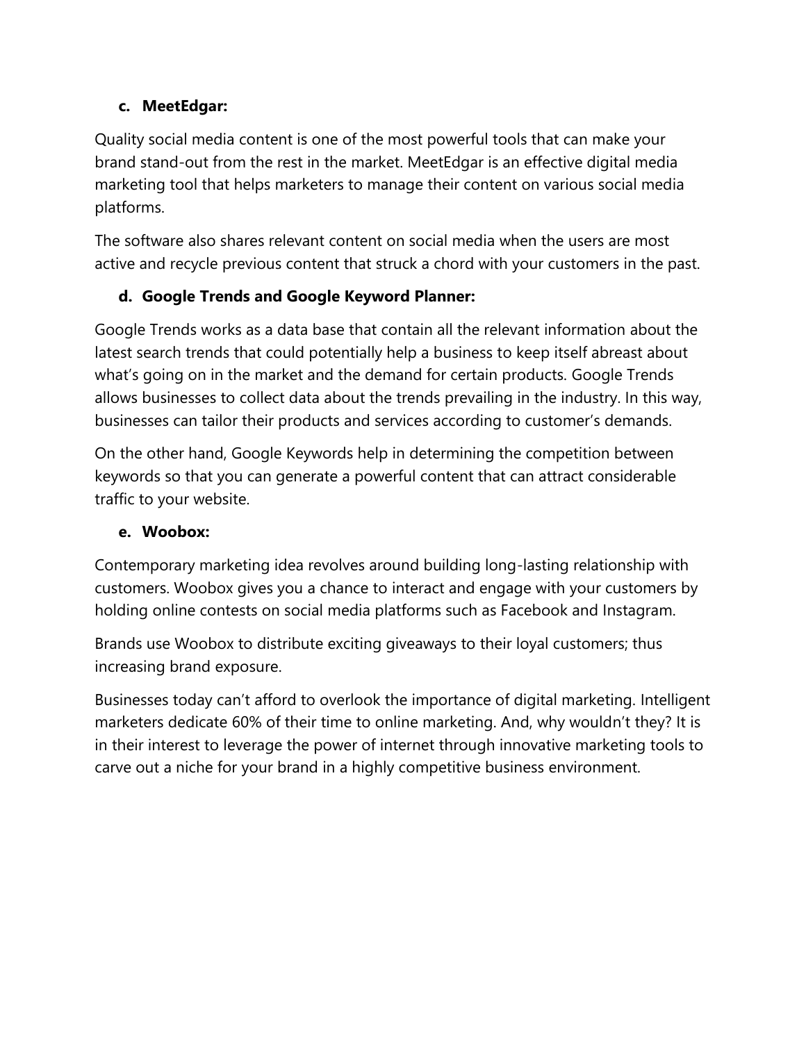### c. MeetEdgar:

Quality social media content is one of the most powerful tools that can make your brand stand-out from the rest in the market. MeetEdgar is an effective digital media marketing tool that helps marketers to manage their content on various social media platforms.

The software also shares relevant content on social media when the users are most active and recycle previous content that struck a chord with your customers in the past.

### d. Google Trends and Google Keyword Planner:

Google Trends works as a data base that contain all the relevant information about the latest search trends that could potentially help a business to keep itself abreast about what's going on in the market and the demand for certain products. Google Trends allows businesses to collect data about the trends prevailing in the industry. In this way, businesses can tailor their products and services according to customer's demands.

On the other hand, Google Keywords help in determining the competition between keywords so that you can generate a powerful content that can attract considerable traffic to your website.

### e. Woobox:

Contemporary marketing idea revolves around building long-lasting relationship with customers. Woobox gives you a chance to interact and engage with your customers by holding online contests on social media platforms such as Facebook and Instagram.

Brands use Woobox to distribute exciting giveaways to their loyal customers; thus increasing brand exposure.

Businesses today can't afford to overlook the importance of digital marketing. Intelligent marketers dedicate 60% of their time to online marketing. And, why wouldn't they? It is in their interest to leverage the power of internet through innovative marketing tools to carve out a niche for your brand in a highly competitive business environment.